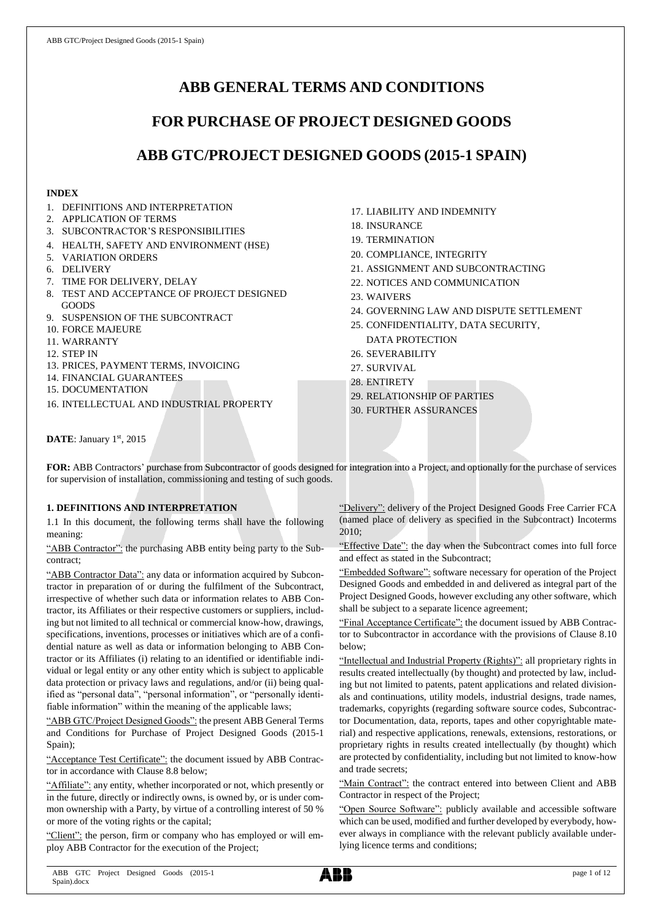# ABB GENERAL TERMS AND CONDITIONS

# FOR PURCHASE OF PROJECT DESIGNED GOODS

# ABB GTC/PROJECT DESIGNED GOODS (2015-1 SPAIN)

**INDEX**

1. DEFINITIONS AND INTERPRETATION
2. APPLICATION OF TERMS
3. SUBCONTRACTOR'S RESPONSIBILITIES
4. HEALTH, SAFETY AND ENVIRONMENT (HSE)
5. VARIATION ORDERS
6. DELIVERY
7. TIME FOR DELIVERY, DELAY
8. TEST AND ACCEPTANCE OF PROJECT DESIGNED GOODS
9. SUSPENSION OF THE SUBCONTRACT
10. FORCE MAJEURE
11. WARRANTY
12. STEP IN
13. PRICES, PAYMENT TERMS, INVOICING
14. FINANCIAL GUARANTEES
15. DOCUMENTATION
16. INTELLECTUAL AND INDUSTRIAL PROPERTY
17. LIABILITY AND INDEMNITY
18. INSURANCE
19. TERMINATION
20. COMPLIANCE, INTEGRITY
21. ASSIGNMENT AND SUBCONTRACTING
22. NOTICES AND COMMUNICATION
23. WAIVERS
24. GOVERNING LAW AND DISPUTE SETTLEMENT
25. CONFIDENTIALITY, DATA SECURITY, DATA PROTECTION
26. SEVERABILITY
27. SURVIVAL
28. ENTIRETY
29. RELATIONSHIP OF PARTIES
30. FURTHER ASSURANCES

**DATE**: January 1st, 2015

**FOR:** ABB Contractors' purchase from Subcontractor of goods designed for integration into a Project, and optionally for the purchase of services for supervision of installation, commissioning and testing of such goods.

## 1. DEFINITIONS AND INTERPRETATION

1.1 In this document, the following terms shall have the following meaning:

"ABB Contractor": the purchasing ABB entity being party to the Subcontract;

"ABB Contractor Data": any data or information acquired by Subcontractor in preparation of or during the fulfilment of the Subcontract, irrespective of whether such data or information relates to ABB Contractor, its Affiliates or their respective customers or suppliers, including but not limited to all technical or commercial know-how, drawings, specifications, inventions, processes or initiatives which are of a confidential nature as well as data or information belonging to ABB Contractor or its Affiliates (i) relating to an identified or identifiable individual or legal entity or any other entity which is subject to applicable data protection or privacy laws and regulations, and/or (ii) being qualified as "personal data", "personal information", or "personally identifiable information" within the meaning of the applicable laws;

"ABB GTC/Project Designed Goods": the present ABB General Terms and Conditions for Purchase of Project Designed Goods (2015-1 Spain);

"Acceptance Test Certificate": the document issued by ABB Contractor in accordance with Clause 8.8 below;

"Affiliate": any entity, whether incorporated or not, which presently or in the future, directly or indirectly owns, is owned by, or is under common ownership with a Party, by virtue of a controlling interest of 50 % or more of the voting rights or the capital;

"Client": the person, firm or company who has employed or will employ ABB Contractor for the execution of the Project;

"Delivery": delivery of the Project Designed Goods Free Carrier FCA (named place of delivery as specified in the Subcontract) Incoterms 2010;

"Effective Date": the day when the Subcontract comes into full force and effect as stated in the Subcontract;

"Embedded Software": software necessary for operation of the Project Designed Goods and embedded in and delivered as integral part of the Project Designed Goods, however excluding any other software, which shall be subject to a separate licence agreement;

"Final Acceptance Certificate": the document issued by ABB Contractor to Subcontractor in accordance with the provisions of Clause 8.10 below;

"Intellectual and Industrial Property (Rights)": all proprietary rights in results created intellectually (by thought) and protected by law, including but not limited to patents, patent applications and related divisionals and continuations, utility models, industrial designs, trade names, trademarks, copyrights (regarding software source codes, Subcontractor Documentation, data, reports, tapes and other copyrightable material) and respective applications, renewals, extensions, restorations, or proprietary rights in results created intellectually (by thought) which are protected by confidentiality, including but not limited to know-how and trade secrets;

"Main Contract": the contract entered into between Client and ABB Contractor in respect of the Project;

"Open Source Software": publicly available and accessible software which can be used, modified and further developed by everybody, however always in compliance with the relevant publicly available underlying licence terms and conditions;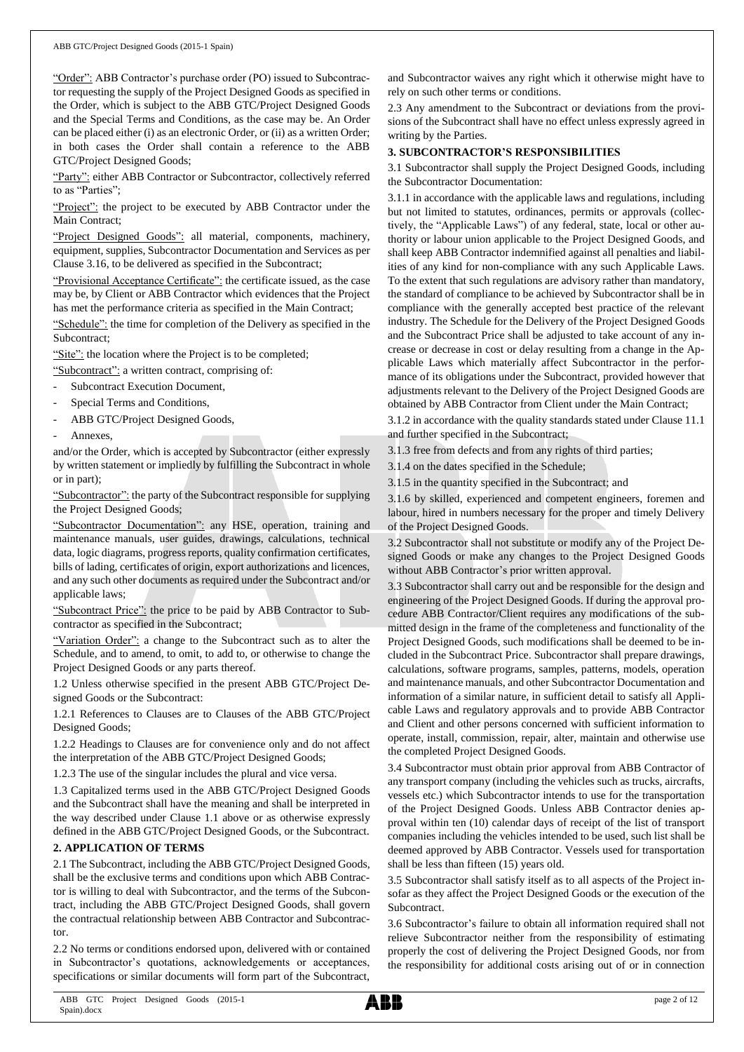"Order": ABB Contractor's purchase order (PO) issued to Subcontractor requesting the supply of the Project Designed Goods as specified in the Order, which is subject to the ABB GTC/Project Designed Goods and the Special Terms and Conditions, as the case may be. An Order can be placed either (i) as an electronic Order, or (ii) as a written Order; in both cases the Order shall contain a reference to the ABB GTC/Project Designed Goods;

"Party": either ABB Contractor or Subcontractor, collectively referred to as "Parties";

"Project": the project to be executed by ABB Contractor under the Main Contract;

"Project Designed Goods": all material, components, machinery, equipment, supplies, Subcontractor Documentation and Services as per Clause 3.16, to be delivered as specified in the Subcontract;

"Provisional Acceptance Certificate": the certificate issued, as the case may be, by Client or ABB Contractor which evidences that the Project has met the performance criteria as specified in the Main Contract;

"Schedule": the time for completion of the Delivery as specified in the Subcontract;

"Site": the location where the Project is to be completed;

"Subcontract": a written contract, comprising of:

- Subcontract Execution Document,
- Special Terms and Conditions,
- ABB GTC/Project Designed Goods,
- Annexes,

and/or the Order, which is accepted by Subcontractor (either expressly by written statement or impliedly by fulfilling the Subcontract in whole or in part);

"Subcontractor": the party of the Subcontract responsible for supplying the Project Designed Goods;

"Subcontractor Documentation": any HSE, operation, training and maintenance manuals, user guides, drawings, calculations, technical data, logic diagrams, progress reports, quality confirmation certificates, bills of lading, certificates of origin, export authorizations and licences, and any such other documents as required under the Subcontract and/or applicable laws;

"Subcontract Price": the price to be paid by ABB Contractor to Subcontractor as specified in the Subcontract;

"Variation Order": a change to the Subcontract such as to alter the Schedule, and to amend, to omit, to add to, or otherwise to change the Project Designed Goods or any parts thereof.

1.2 Unless otherwise specified in the present ABB GTC/Project Designed Goods or the Subcontract:

1.2.1 References to Clauses are to Clauses of the ABB GTC/Project Designed Goods;

1.2.2 Headings to Clauses are for convenience only and do not affect the interpretation of the ABB GTC/Project Designed Goods;

1.2.3 The use of the singular includes the plural and vice versa.

1.3 Capitalized terms used in the ABB GTC/Project Designed Goods and the Subcontract shall have the meaning and shall be interpreted in the way described under Clause 1.1 above or as otherwise expressly defined in the ABB GTC/Project Designed Goods, or the Subcontract.

## 2. APPLICATION OF TERMS

2.1 The Subcontract, including the ABB GTC/Project Designed Goods, shall be the exclusive terms and conditions upon which ABB Contractor is willing to deal with Subcontractor, and the terms of the Subcontract, including the ABB GTC/Project Designed Goods, shall govern the contractual relationship between ABB Contractor and Subcontractor.

2.2 No terms or conditions endorsed upon, delivered with or contained in Subcontractor's quotations, acknowledgements or acceptances, specifications or similar documents will form part of the Subcontract, and Subcontractor waives any right which it otherwise might have to rely on such other terms or conditions.

2.3 Any amendment to the Subcontract or deviations from the provisions of the Subcontract shall have no effect unless expressly agreed in writing by the Parties.

## 3. SUBCONTRACTOR'S RESPONSIBILITIES

3.1 Subcontractor shall supply the Project Designed Goods, including the Subcontractor Documentation:

3.1.1 in accordance with the applicable laws and regulations, including but not limited to statutes, ordinances, permits or approvals (collectively, the "Applicable Laws") of any federal, state, local or other authority or labour union applicable to the Project Designed Goods, and shall keep ABB Contractor indemnified against all penalties and liabilities of any kind for non-compliance with any such Applicable Laws. To the extent that such regulations are advisory rather than mandatory, the standard of compliance to be achieved by Subcontractor shall be in compliance with the generally accepted best practice of the relevant industry. The Schedule for the Delivery of the Project Designed Goods and the Subcontract Price shall be adjusted to take account of any increase or decrease in cost or delay resulting from a change in the Applicable Laws which materially affect Subcontractor in the performance of its obligations under the Subcontract, provided however that adjustments relevant to the Delivery of the Project Designed Goods are obtained by ABB Contractor from Client under the Main Contract;

3.1.2 in accordance with the quality standards stated under Clause 11.1 and further specified in the Subcontract;

3.1.3 free from defects and from any rights of third parties;

3.1.4 on the dates specified in the Schedule;

3.1.5 in the quantity specified in the Subcontract; and

3.1.6 by skilled, experienced and competent engineers, foremen and labour, hired in numbers necessary for the proper and timely Delivery of the Project Designed Goods.

3.2 Subcontractor shall not substitute or modify any of the Project Designed Goods or make any changes to the Project Designed Goods without ABB Contractor's prior written approval.

3.3 Subcontractor shall carry out and be responsible for the design and engineering of the Project Designed Goods. If during the approval procedure ABB Contractor/Client requires any modifications of the submitted design in the frame of the completeness and functionality of the Project Designed Goods, such modifications shall be deemed to be included in the Subcontract Price. Subcontractor shall prepare drawings, calculations, software programs, samples, patterns, models, operation and maintenance manuals, and other Subcontractor Documentation and information of a similar nature, in sufficient detail to satisfy all Applicable Laws and regulatory approvals and to provide ABB Contractor and Client and other persons concerned with sufficient information to operate, install, commission, repair, alter, maintain and otherwise use the completed Project Designed Goods.

3.4 Subcontractor must obtain prior approval from ABB Contractor of any transport company (including the vehicles such as trucks, aircrafts, vessels etc.) which Subcontractor intends to use for the transportation of the Project Designed Goods. Unless ABB Contractor denies approval within ten (10) calendar days of receipt of the list of transport companies including the vehicles intended to be used, such list shall be deemed approved by ABB Contractor. Vessels used for transportation shall be less than fifteen (15) years old.

3.5 Subcontractor shall satisfy itself as to all aspects of the Project insofar as they affect the Project Designed Goods or the execution of the Subcontract.

3.6 Subcontractor's failure to obtain all information required shall not relieve Subcontractor neither from the responsibility of estimating properly the cost of delivering the Project Designed Goods, nor from the responsibility for additional costs arising out of or in connection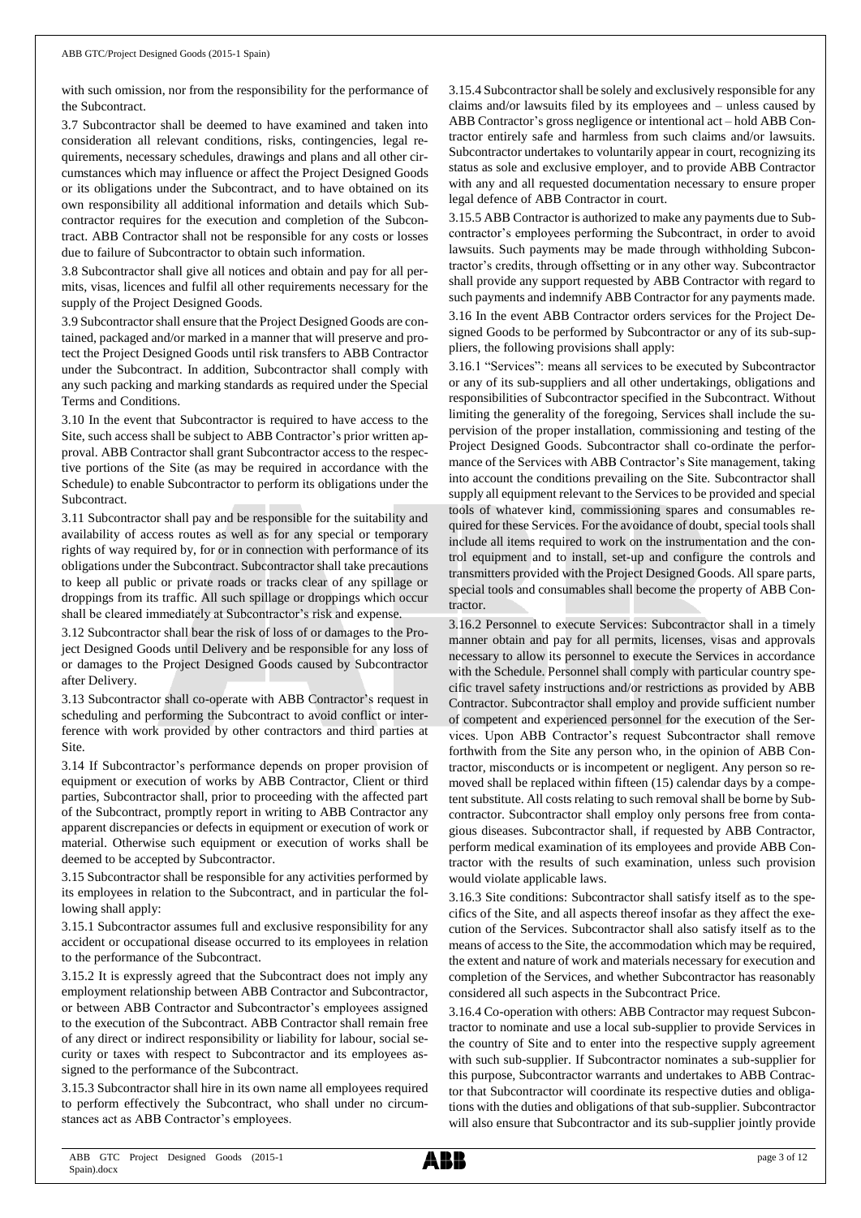with such omission, nor from the responsibility for the performance of the Subcontract.

3.7 Subcontractor shall be deemed to have examined and taken into consideration all relevant conditions, risks, contingencies, legal requirements, necessary schedules, drawings and plans and all other circumstances which may influence or affect the Project Designed Goods or its obligations under the Subcontract, and to have obtained on its own responsibility all additional information and details which Subcontractor requires for the execution and completion of the Subcontract. ABB Contractor shall not be responsible for any costs or losses due to failure of Subcontractor to obtain such information.

3.8 Subcontractor shall give all notices and obtain and pay for all permits, visas, licences and fulfil all other requirements necessary for the supply of the Project Designed Goods.

3.9 Subcontractor shall ensure that the Project Designed Goods are contained, packaged and/or marked in a manner that will preserve and protect the Project Designed Goods until risk transfers to ABB Contractor under the Subcontract. In addition, Subcontractor shall comply with any such packing and marking standards as required under the Special Terms and Conditions.

3.10 In the event that Subcontractor is required to have access to the Site, such access shall be subject to ABB Contractor's prior written approval. ABB Contractor shall grant Subcontractor access to the respective portions of the Site (as may be required in accordance with the Schedule) to enable Subcontractor to perform its obligations under the Subcontract.

3.11 Subcontractor shall pay and be responsible for the suitability and availability of access routes as well as for any special or temporary rights of way required by, for or in connection with performance of its obligations under the Subcontract. Subcontractor shall take precautions to keep all public or private roads or tracks clear of any spillage or droppings from its traffic. All such spillage or droppings which occur shall be cleared immediately at Subcontractor's risk and expense.

3.12 Subcontractor shall bear the risk of loss of or damages to the Project Designed Goods until Delivery and be responsible for any loss of or damages to the Project Designed Goods caused by Subcontractor after Delivery.

3.13 Subcontractor shall co-operate with ABB Contractor's request in scheduling and performing the Subcontract to avoid conflict or interference with work provided by other contractors and third parties at Site.

3.14 If Subcontractor's performance depends on proper provision of equipment or execution of works by ABB Contractor, Client or third parties, Subcontractor shall, prior to proceeding with the affected part of the Subcontract, promptly report in writing to ABB Contractor any apparent discrepancies or defects in equipment or execution of work or material. Otherwise such equipment or execution of works shall be deemed to be accepted by Subcontractor.

3.15 Subcontractor shall be responsible for any activities performed by its employees in relation to the Subcontract, and in particular the following shall apply:

3.15.1 Subcontractor assumes full and exclusive responsibility for any accident or occupational disease occurred to its employees in relation to the performance of the Subcontract.

3.15.2 It is expressly agreed that the Subcontract does not imply any employment relationship between ABB Contractor and Subcontractor, or between ABB Contractor and Subcontractor's employees assigned to the execution of the Subcontract. ABB Contractor shall remain free of any direct or indirect responsibility or liability for labour, social security or taxes with respect to Subcontractor and its employees assigned to the performance of the Subcontract.

3.15.3 Subcontractor shall hire in its own name all employees required to perform effectively the Subcontract, who shall under no circumstances act as ABB Contractor's employees.

3.15.4 Subcontractor shall be solely and exclusively responsible for any claims and/or lawsuits filed by its employees and – unless caused by ABB Contractor's gross negligence or intentional act – hold ABB Contractor entirely safe and harmless from such claims and/or lawsuits. Subcontractor undertakes to voluntarily appear in court, recognizing its status as sole and exclusive employer, and to provide ABB Contractor with any and all requested documentation necessary to ensure proper legal defence of ABB Contractor in court.

3.15.5 ABB Contractor is authorized to make any payments due to Subcontractor's employees performing the Subcontract, in order to avoid lawsuits. Such payments may be made through withholding Subcontractor's credits, through offsetting or in any other way. Subcontractor shall provide any support requested by ABB Contractor with regard to such payments and indemnify ABB Contractor for any payments made.

3.16 In the event ABB Contractor orders services for the Project Designed Goods to be performed by Subcontractor or any of its sub-suppliers, the following provisions shall apply:

3.16.1 "Services": means all services to be executed by Subcontractor or any of its sub-suppliers and all other undertakings, obligations and responsibilities of Subcontractor specified in the Subcontract. Without limiting the generality of the foregoing, Services shall include the supervision of the proper installation, commissioning and testing of the Project Designed Goods. Subcontractor shall co-ordinate the performance of the Services with ABB Contractor's Site management, taking into account the conditions prevailing on the Site. Subcontractor shall supply all equipment relevant to the Services to be provided and special tools of whatever kind, commissioning spares and consumables required for these Services. For the avoidance of doubt, special tools shall include all items required to work on the instrumentation and the control equipment and to install, set-up and configure the controls and transmitters provided with the Project Designed Goods. All spare parts, special tools and consumables shall become the property of ABB Contractor.

3.16.2 Personnel to execute Services: Subcontractor shall in a timely manner obtain and pay for all permits, licenses, visas and approvals necessary to allow its personnel to execute the Services in accordance with the Schedule. Personnel shall comply with particular country specific travel safety instructions and/or restrictions as provided by ABB Contractor. Subcontractor shall employ and provide sufficient number of competent and experienced personnel for the execution of the Services. Upon ABB Contractor's request Subcontractor shall remove forthwith from the Site any person who, in the opinion of ABB Contractor, misconducts or is incompetent or negligent. Any person so removed shall be replaced within fifteen (15) calendar days by a competent substitute. All costs relating to such removal shall be borne by Subcontractor. Subcontractor shall employ only persons free from contagious diseases. Subcontractor shall, if requested by ABB Contractor, perform medical examination of its employees and provide ABB Contractor with the results of such examination, unless such provision would violate applicable laws.

3.16.3 Site conditions: Subcontractor shall satisfy itself as to the specifics of the Site, and all aspects thereof insofar as they affect the execution of the Services. Subcontractor shall also satisfy itself as to the means of access to the Site, the accommodation which may be required, the extent and nature of work and materials necessary for execution and completion of the Services, and whether Subcontractor has reasonably considered all such aspects in the Subcontract Price.

3.16.4 Co-operation with others: ABB Contractor may request Subcontractor to nominate and use a local sub-supplier to provide Services in the country of Site and to enter into the respective supply agreement with such sub-supplier. If Subcontractor nominates a sub-supplier for this purpose, Subcontractor warrants and undertakes to ABB Contractor that Subcontractor will coordinate its respective duties and obligations with the duties and obligations of that sub-supplier. Subcontractor will also ensure that Subcontractor and its sub-supplier jointly provide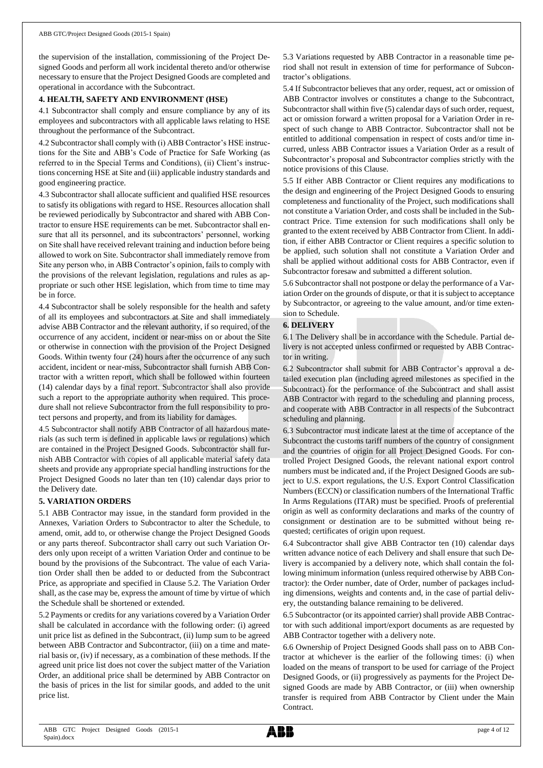the supervision of the installation, commissioning of the Project Designed Goods and perform all work incidental thereto and/or otherwise necessary to ensure that the Project Designed Goods are completed and operational in accordance with the Subcontract.

## 4. HEALTH, SAFETY AND ENVIRONMENT (HSE)

4.1 Subcontractor shall comply and ensure compliance by any of its employees and subcontractors with all applicable laws relating to HSE throughout the performance of the Subcontract.

4.2 Subcontractor shall comply with (i) ABB Contractor's HSE instructions for the Site and ABB's Code of Practice for Safe Working (as referred to in the Special Terms and Conditions), (ii) Client's instructions concerning HSE at Site and (iii) applicable industry standards and good engineering practice.

4.3 Subcontractor shall allocate sufficient and qualified HSE resources to satisfy its obligations with regard to HSE. Resources allocation shall be reviewed periodically by Subcontractor and shared with ABB Contractor to ensure HSE requirements can be met. Subcontractor shall ensure that all its personnel, and its subcontractors' personnel, working on Site shall have received relevant training and induction before being allowed to work on Site. Subcontractor shall immediately remove from Site any person who, in ABB Contractor's opinion, fails to comply with the provisions of the relevant legislation, regulations and rules as appropriate or such other HSE legislation, which from time to time may be in force.

4.4 Subcontractor shall be solely responsible for the health and safety of all its employees and subcontractors at Site and shall immediately advise ABB Contractor and the relevant authority, if so required, of the occurrence of any accident, incident or near-miss on or about the Site or otherwise in connection with the provision of the Project Designed Goods. Within twenty four (24) hours after the occurrence of any such accident, incident or near-miss, Subcontractor shall furnish ABB Contractor with a written report, which shall be followed within fourteen (14) calendar days by a final report. Subcontractor shall also provide such a report to the appropriate authority when required. This procedure shall not relieve Subcontractor from the full responsibility to protect persons and property, and from its liability for damages.

4.5 Subcontractor shall notify ABB Contractor of all hazardous materials (as such term is defined in applicable laws or regulations) which are contained in the Project Designed Goods. Subcontractor shall furnish ABB Contractor with copies of all applicable material safety data sheets and provide any appropriate special handling instructions for the Project Designed Goods no later than ten (10) calendar days prior to the Delivery date.

## 5. VARIATION ORDERS

5.1 ABB Contractor may issue, in the standard form provided in the Annexes, Variation Orders to Subcontractor to alter the Schedule, to amend, omit, add to, or otherwise change the Project Designed Goods or any parts thereof. Subcontractor shall carry out such Variation Orders only upon receipt of a written Variation Order and continue to be bound by the provisions of the Subcontract. The value of each Variation Order shall then be added to or deducted from the Subcontract Price, as appropriate and specified in Clause 5.2. The Variation Order shall, as the case may be, express the amount of time by virtue of which the Schedule shall be shortened or extended.

5.2 Payments or credits for any variations covered by a Variation Order shall be calculated in accordance with the following order: (i) agreed unit price list as defined in the Subcontract, (ii) lump sum to be agreed between ABB Contractor and Subcontractor, (iii) on a time and material basis or, (iv) if necessary, as a combination of these methods. If the agreed unit price list does not cover the subject matter of the Variation Order, an additional price shall be determined by ABB Contractor on the basis of prices in the list for similar goods, and added to the unit price list.

5.3 Variations requested by ABB Contractor in a reasonable time period shall not result in extension of time for performance of Subcontractor's obligations.

5.4 If Subcontractor believes that any order, request, act or omission of ABB Contractor involves or constitutes a change to the Subcontract, Subcontractor shall within five (5) calendar days of such order, request, act or omission forward a written proposal for a Variation Order in respect of such change to ABB Contractor. Subcontractor shall not be entitled to additional compensation in respect of costs and/or time incurred, unless ABB Contractor issues a Variation Order as a result of Subcontractor's proposal and Subcontractor complies strictly with the notice provisions of this Clause.

5.5 If either ABB Contractor or Client requires any modifications to the design and engineering of the Project Designed Goods to ensuring completeness and functionality of the Project, such modifications shall not constitute a Variation Order, and costs shall be included in the Subcontract Price. Time extension for such modifications shall only be granted to the extent received by ABB Contractor from Client. In addition, if either ABB Contractor or Client requires a specific solution to be applied, such solution shall not constitute a Variation Order and shall be applied without additional costs for ABB Contractor, even if Subcontractor foresaw and submitted a different solution.

5.6 Subcontractor shall not postpone or delay the performance of a Variation Order on the grounds of dispute, or that it is subject to acceptance by Subcontractor, or agreeing to the value amount, and/or time extension to Schedule.

## 6. DELIVERY

6.1 The Delivery shall be in accordance with the Schedule. Partial delivery is not accepted unless confirmed or requested by ABB Contractor in writing.

6.2 Subcontractor shall submit for ABB Contractor's approval a detailed execution plan (including agreed milestones as specified in the Subcontract) for the performance of the Subcontract and shall assist ABB Contractor with regard to the scheduling and planning process, and cooperate with ABB Contractor in all respects of the Subcontract scheduling and planning.

6.3 Subcontractor must indicate latest at the time of acceptance of the Subcontract the customs tariff numbers of the country of consignment and the countries of origin for all Project Designed Goods. For controlled Project Designed Goods, the relevant national export control numbers must be indicated and, if the Project Designed Goods are subject to U.S. export regulations, the U.S. Export Control Classification Numbers (ECCN) or classification numbers of the International Traffic In Arms Regulations (ITAR) must be specified. Proofs of preferential origin as well as conformity declarations and marks of the country of consignment or destination are to be submitted without being requested; certificates of origin upon request.

6.4 Subcontractor shall give ABB Contractor ten (10) calendar days written advance notice of each Delivery and shall ensure that such Delivery is accompanied by a delivery note, which shall contain the following minimum information (unless required otherwise by ABB Contractor): the Order number, date of Order, number of packages including dimensions, weights and contents and, in the case of partial delivery, the outstanding balance remaining to be delivered.

6.5 Subcontractor (or its appointed carrier) shall provide ABB Contractor with such additional import/export documents as are requested by ABB Contractor together with a delivery note.

6.6 Ownership of Project Designed Goods shall pass on to ABB Contractor at whichever is the earlier of the following times: (i) when loaded on the means of transport to be used for carriage of the Project Designed Goods, or (ii) progressively as payments for the Project Designed Goods are made by ABB Contractor, or (iii) when ownership transfer is required from ABB Contractor by Client under the Main Contract.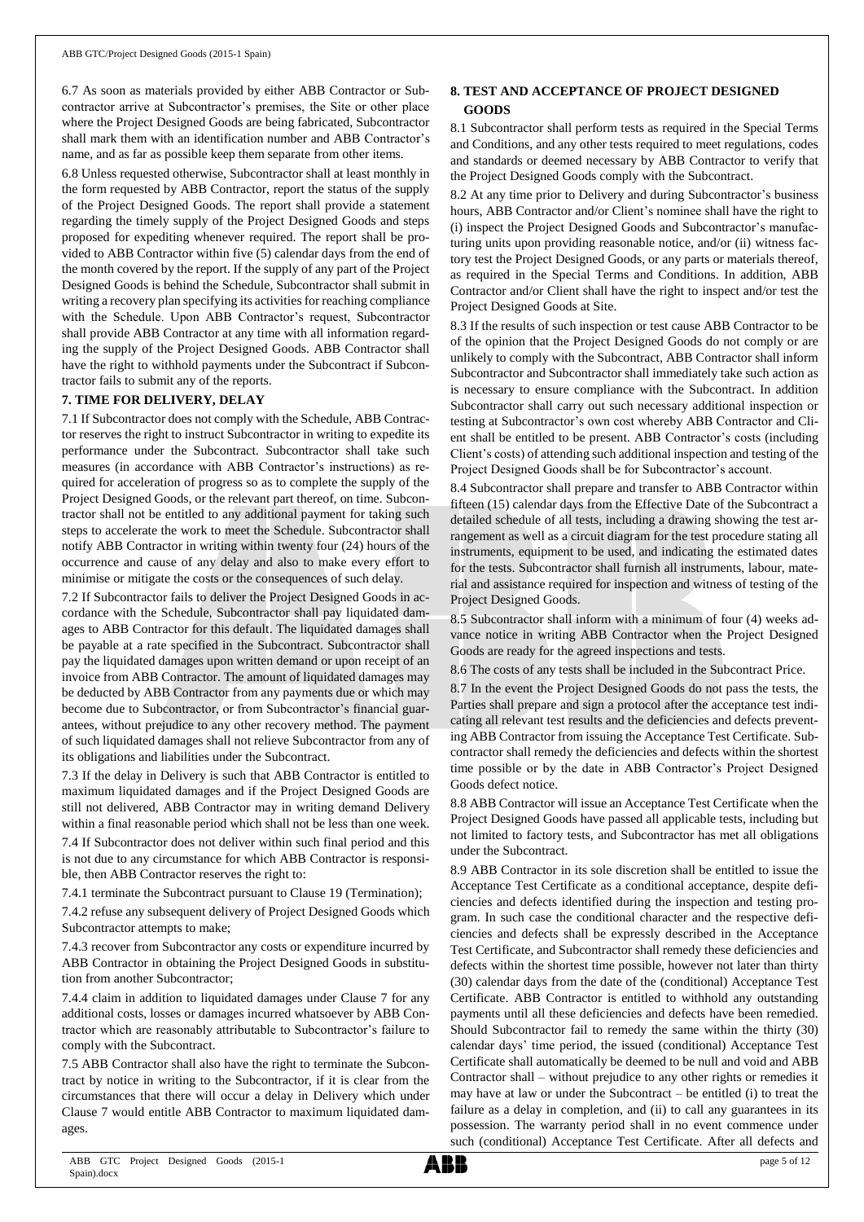6.7 As soon as materials provided by either ABB Contractor or Subcontractor arrive at Subcontractor's premises, the Site or other place where the Project Designed Goods are being fabricated, Subcontractor shall mark them with an identification number and ABB Contractor's name, and as far as possible keep them separate from other items.

6.8 Unless requested otherwise, Subcontractor shall at least monthly in the form requested by ABB Contractor, report the status of the supply of the Project Designed Goods. The report shall provide a statement regarding the timely supply of the Project Designed Goods and steps proposed for expediting whenever required. The report shall be provided to ABB Contractor within five (5) calendar days from the end of the month covered by the report. If the supply of any part of the Project Designed Goods is behind the Schedule, Subcontractor shall submit in writing a recovery plan specifying its activities for reaching compliance with the Schedule. Upon ABB Contractor's request, Subcontractor shall provide ABB Contractor at any time with all information regarding the supply of the Project Designed Goods. ABB Contractor shall have the right to withhold payments under the Subcontract if Subcontractor fails to submit any of the reports.

## 7. TIME FOR DELIVERY, DELAY

7.1 If Subcontractor does not comply with the Schedule, ABB Contractor reserves the right to instruct Subcontractor in writing to expedite its performance under the Subcontract. Subcontractor shall take such measures (in accordance with ABB Contractor's instructions) as required for acceleration of progress so as to complete the supply of the Project Designed Goods, or the relevant part thereof, on time. Subcontractor shall not be entitled to any additional payment for taking such steps to accelerate the work to meet the Schedule. Subcontractor shall notify ABB Contractor in writing within twenty four (24) hours of the occurrence and cause of any delay and also to make every effort to minimise or mitigate the costs or the consequences of such delay.

7.2 If Subcontractor fails to deliver the Project Designed Goods in accordance with the Schedule, Subcontractor shall pay liquidated damages to ABB Contractor for this default. The liquidated damages shall be payable at a rate specified in the Subcontract. Subcontractor shall pay the liquidated damages upon written demand or upon receipt of an invoice from ABB Contractor. The amount of liquidated damages may be deducted by ABB Contractor from any payments due or which may become due to Subcontractor, or from Subcontractor's financial guarantees, without prejudice to any other recovery method. The payment of such liquidated damages shall not relieve Subcontractor from any of its obligations and liabilities under the Subcontract.

7.3 If the delay in Delivery is such that ABB Contractor is entitled to maximum liquidated damages and if the Project Designed Goods are still not delivered, ABB Contractor may in writing demand Delivery within a final reasonable period which shall not be less than one week.

7.4 If Subcontractor does not deliver within such final period and this is not due to any circumstance for which ABB Contractor is responsible, then ABB Contractor reserves the right to:

7.4.1 terminate the Subcontract pursuant to Clause 19 (Termination);

7.4.2 refuse any subsequent delivery of Project Designed Goods which Subcontractor attempts to make;

7.4.3 recover from Subcontractor any costs or expenditure incurred by ABB Contractor in obtaining the Project Designed Goods in substitution from another Subcontractor;

7.4.4 claim in addition to liquidated damages under Clause 7 for any additional costs, losses or damages incurred whatsoever by ABB Contractor which are reasonably attributable to Subcontractor's failure to comply with the Subcontract.

7.5 ABB Contractor shall also have the right to terminate the Subcontract by notice in writing to the Subcontractor, if it is clear from the circumstances that there will occur a delay in Delivery which under Clause 7 would entitle ABB Contractor to maximum liquidated damages.

## 8. TEST AND ACCEPTANCE OF PROJECT DESIGNED GOODS

8.1 Subcontractor shall perform tests as required in the Special Terms and Conditions, and any other tests required to meet regulations, codes and standards or deemed necessary by ABB Contractor to verify that the Project Designed Goods comply with the Subcontract.

8.2 At any time prior to Delivery and during Subcontractor's business hours, ABB Contractor and/or Client's nominee shall have the right to (i) inspect the Project Designed Goods and Subcontractor's manufacturing units upon providing reasonable notice, and/or (ii) witness factory test the Project Designed Goods, or any parts or materials thereof, as required in the Special Terms and Conditions. In addition, ABB Contractor and/or Client shall have the right to inspect and/or test the Project Designed Goods at Site.

8.3 If the results of such inspection or test cause ABB Contractor to be of the opinion that the Project Designed Goods do not comply or are unlikely to comply with the Subcontract, ABB Contractor shall inform Subcontractor and Subcontractor shall immediately take such action as is necessary to ensure compliance with the Subcontract. In addition Subcontractor shall carry out such necessary additional inspection or testing at Subcontractor's own cost whereby ABB Contractor and Client shall be entitled to be present. ABB Contractor's costs (including Client's costs) of attending such additional inspection and testing of the Project Designed Goods shall be for Subcontractor's account.

8.4 Subcontractor shall prepare and transfer to ABB Contractor within fifteen (15) calendar days from the Effective Date of the Subcontract a detailed schedule of all tests, including a drawing showing the test arrangement as well as a circuit diagram for the test procedure stating all instruments, equipment to be used, and indicating the estimated dates for the tests. Subcontractor shall furnish all instruments, labour, material and assistance required for inspection and witness of testing of the Project Designed Goods.

8.5 Subcontractor shall inform with a minimum of four (4) weeks advance notice in writing ABB Contractor when the Project Designed Goods are ready for the agreed inspections and tests.

8.6 The costs of any tests shall be included in the Subcontract Price.

8.7 In the event the Project Designed Goods do not pass the tests, the Parties shall prepare and sign a protocol after the acceptance test indicating all relevant test results and the deficiencies and defects preventing ABB Contractor from issuing the Acceptance Test Certificate. Subcontractor shall remedy the deficiencies and defects within the shortest time possible or by the date in ABB Contractor's Project Designed Goods defect notice.

8.8 ABB Contractor will issue an Acceptance Test Certificate when the Project Designed Goods have passed all applicable tests, including but not limited to factory tests, and Subcontractor has met all obligations under the Subcontract.

8.9 ABB Contractor in its sole discretion shall be entitled to issue the Acceptance Test Certificate as a conditional acceptance, despite deficiencies and defects identified during the inspection and testing program. In such case the conditional character and the respective deficiencies and defects shall be expressly described in the Acceptance Test Certificate, and Subcontractor shall remedy these deficiencies and defects within the shortest time possible, however not later than thirty (30) calendar days from the date of the (conditional) Acceptance Test Certificate. ABB Contractor is entitled to withhold any outstanding payments until all these deficiencies and defects have been remedied. Should Subcontractor fail to remedy the same within the thirty (30) calendar days' time period, the issued (conditional) Acceptance Test Certificate shall automatically be deemed to be null and void and ABB Contractor shall – without prejudice to any other rights or remedies it may have at law or under the Subcontract – be entitled (i) to treat the failure as a delay in completion, and (ii) to call any guarantees in its possession. The warranty period shall in no event commence under such (conditional) Acceptance Test Certificate. After all defects and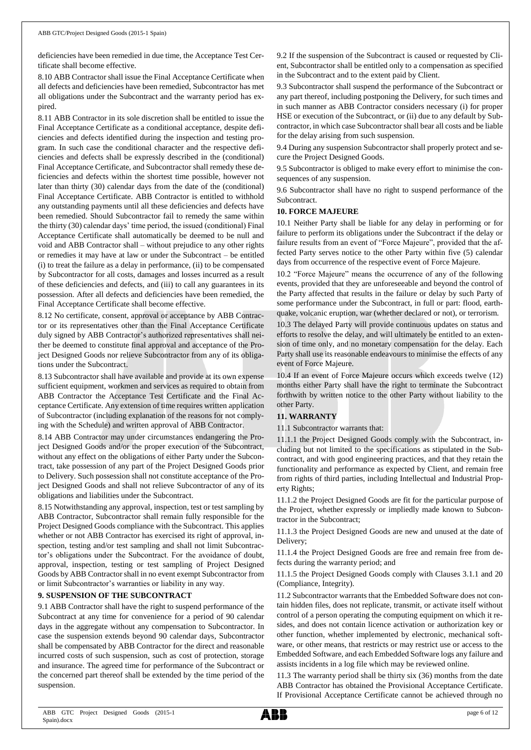deficiencies have been remedied in due time, the Acceptance Test Certificate shall become effective.

8.10 ABB Contractor shall issue the Final Acceptance Certificate when all defects and deficiencies have been remedied, Subcontractor has met all obligations under the Subcontract and the warranty period has expired.

8.11 ABB Contractor in its sole discretion shall be entitled to issue the Final Acceptance Certificate as a conditional acceptance, despite deficiencies and defects identified during the inspection and testing program. In such case the conditional character and the respective deficiencies and defects shall be expressly described in the (conditional) Final Acceptance Certificate, and Subcontractor shall remedy these deficiencies and defects within the shortest time possible, however not later than thirty (30) calendar days from the date of the (conditional) Final Acceptance Certificate. ABB Contractor is entitled to withhold any outstanding payments until all these deficiencies and defects have been remedied. Should Subcontractor fail to remedy the same within the thirty (30) calendar days' time period, the issued (conditional) Final Acceptance Certificate shall automatically be deemed to be null and void and ABB Contractor shall – without prejudice to any other rights or remedies it may have at law or under the Subcontract – be entitled (i) to treat the failure as a delay in performance, (ii) to be compensated by Subcontractor for all costs, damages and losses incurred as a result of these deficiencies and defects, and (iii) to call any guarantees in its possession. After all defects and deficiencies have been remedied, the Final Acceptance Certificate shall become effective.

8.12 No certificate, consent, approval or acceptance by ABB Contractor or its representatives other than the Final Acceptance Certificate duly signed by ABB Contractor's authorized representatives shall neither be deemed to constitute final approval and acceptance of the Project Designed Goods nor relieve Subcontractor from any of its obligations under the Subcontract.

8.13 Subcontractor shall have available and provide at its own expense sufficient equipment, workmen and services as required to obtain from ABB Contractor the Acceptance Test Certificate and the Final Acceptance Certificate. Any extension of time requires written application of Subcontractor (including explanation of the reasons for not complying with the Schedule) and written approval of ABB Contractor.

8.14 ABB Contractor may under circumstances endangering the Project Designed Goods and/or the proper execution of the Subcontract, without any effect on the obligations of either Party under the Subcontract, take possession of any part of the Project Designed Goods prior to Delivery. Such possession shall not constitute acceptance of the Project Designed Goods and shall not relieve Subcontractor of any of its obligations and liabilities under the Subcontract.

8.15 Notwithstanding any approval, inspection, test or test sampling by ABB Contractor, Subcontractor shall remain fully responsible for the Project Designed Goods compliance with the Subcontract. This applies whether or not ABB Contractor has exercised its right of approval, inspection, testing and/or test sampling and shall not limit Subcontractor's obligations under the Subcontract. For the avoidance of doubt, approval, inspection, testing or test sampling of Project Designed Goods by ABB Contractor shall in no event exempt Subcontractor from or limit Subcontractor's warranties or liability in any way.

**9. SUSPENSION OF THE SUBCONTRACT**

9.1 ABB Contractor shall have the right to suspend performance of the Subcontract at any time for convenience for a period of 90 calendar days in the aggregate without any compensation to Subcontractor. In case the suspension extends beyond 90 calendar days, Subcontractor shall be compensated by ABB Contractor for the direct and reasonable incurred costs of such suspension, such as cost of protection, storage and insurance. The agreed time for performance of the Subcontract or the concerned part thereof shall be extended by the time period of the suspension.

9.2 If the suspension of the Subcontract is caused or requested by Client, Subcontractor shall be entitled only to a compensation as specified in the Subcontract and to the extent paid by Client.

9.3 Subcontractor shall suspend the performance of the Subcontract or any part thereof, including postponing the Delivery, for such times and in such manner as ABB Contractor considers necessary (i) for proper HSE or execution of the Subcontract, or (ii) due to any default by Subcontractor, in which case Subcontractor shall bear all costs and be liable for the delay arising from such suspension.

9.4 During any suspension Subcontractor shall properly protect and secure the Project Designed Goods.

9.5 Subcontractor is obliged to make every effort to minimise the consequences of any suspension.

9.6 Subcontractor shall have no right to suspend performance of the Subcontract.

**10. FORCE MAJEURE**

10.1 Neither Party shall be liable for any delay in performing or for failure to perform its obligations under the Subcontract if the delay or failure results from an event of "Force Majeure", provided that the affected Party serves notice to the other Party within five (5) calendar days from occurrence of the respective event of Force Majeure.

10.2 "Force Majeure" means the occurrence of any of the following events, provided that they are unforeseeable and beyond the control of the Party affected that results in the failure or delay by such Party of some performance under the Subcontract, in full or part: flood, earthquake, volcanic eruption, war (whether declared or not), or terrorism.

10.3 The delayed Party will provide continuous updates on status and efforts to resolve the delay, and will ultimately be entitled to an extension of time only, and no monetary compensation for the delay. Each Party shall use its reasonable endeavours to minimise the effects of any event of Force Majeure.

10.4 If an event of Force Majeure occurs which exceeds twelve (12) months either Party shall have the right to terminate the Subcontract forthwith by written notice to the other Party without liability to the other Party.

**11. WARRANTY**

11.1 Subcontractor warrants that:

11.1.1 the Project Designed Goods comply with the Subcontract, including but not limited to the specifications as stipulated in the Subcontract, and with good engineering practices, and that they retain the functionality and performance as expected by Client, and remain free from rights of third parties, including Intellectual and Industrial Property Rights;

11.1.2 the Project Designed Goods are fit for the particular purpose of the Project, whether expressly or impliedly made known to Subcontractor in the Subcontract;

11.1.3 the Project Designed Goods are new and unused at the date of Delivery;

11.1.4 the Project Designed Goods are free and remain free from defects during the warranty period; and

11.1.5 the Project Designed Goods comply with Clauses 3.1.1 and 20 (Compliance, Integrity).

11.2 Subcontractor warrants that the Embedded Software does not contain hidden files, does not replicate, transmit, or activate itself without control of a person operating the computing equipment on which it resides, and does not contain licence activation or authorization key or other function, whether implemented by electronic, mechanical software, or other means, that restricts or may restrict use or access to the Embedded Software, and each Embedded Software logs any failure and assists incidents in a log file which may be reviewed online.

11.3 The warranty period shall be thirty six (36) months from the date ABB Contractor has obtained the Provisional Acceptance Certificate. If Provisional Acceptance Certificate cannot be achieved through no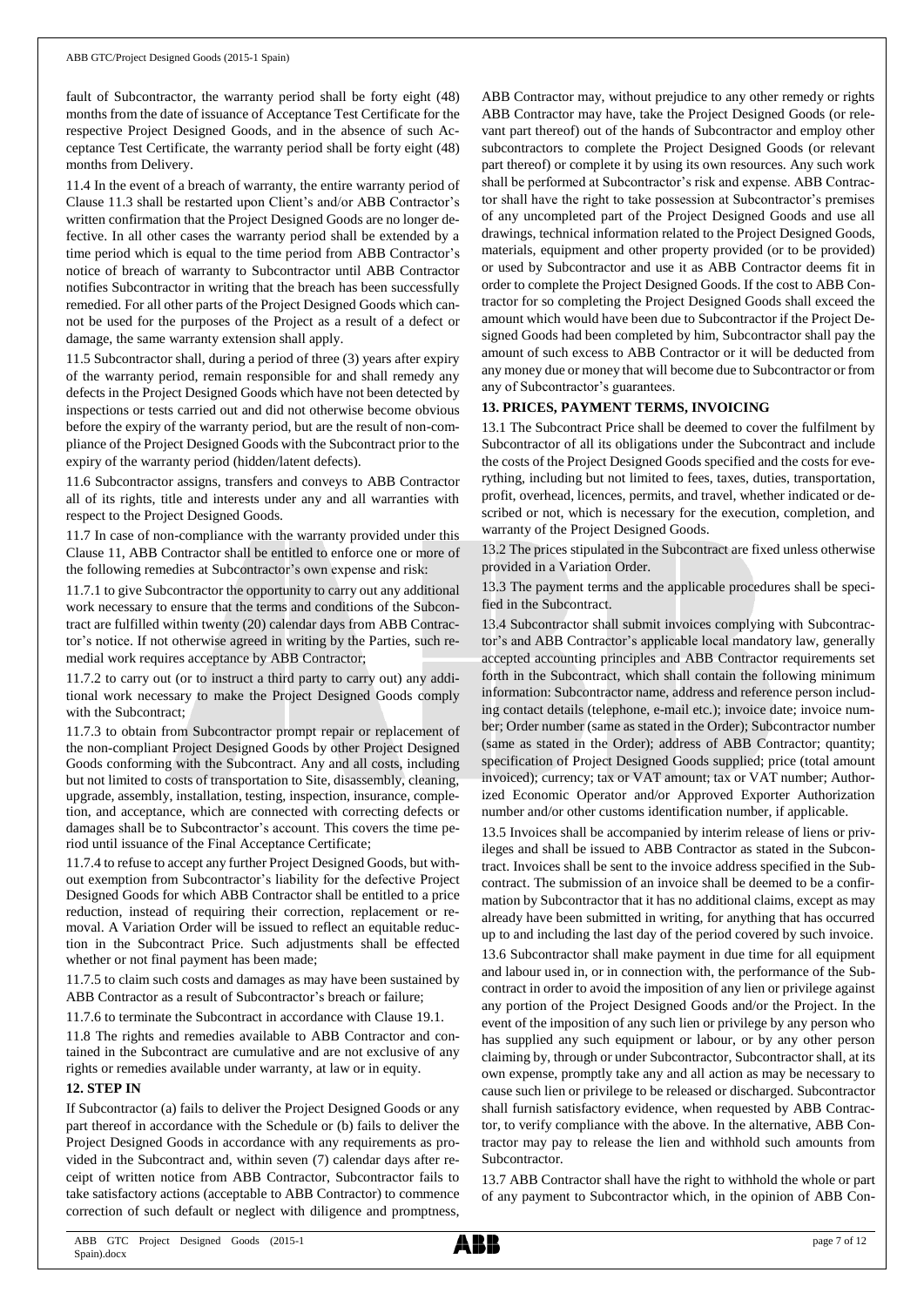fault of Subcontractor, the warranty period shall be forty eight (48) months from the date of issuance of Acceptance Test Certificate for the respective Project Designed Goods, and in the absence of such Acceptance Test Certificate, the warranty period shall be forty eight (48) months from Delivery.

11.4 In the event of a breach of warranty, the entire warranty period of Clause 11.3 shall be restarted upon Client's and/or ABB Contractor's written confirmation that the Project Designed Goods are no longer defective. In all other cases the warranty period shall be extended by a time period which is equal to the time period from ABB Contractor's notice of breach of warranty to Subcontractor until ABB Contractor notifies Subcontractor in writing that the breach has been successfully remedied. For all other parts of the Project Designed Goods which cannot be used for the purposes of the Project as a result of a defect or damage, the same warranty extension shall apply.

11.5 Subcontractor shall, during a period of three (3) years after expiry of the warranty period, remain responsible for and shall remedy any defects in the Project Designed Goods which have not been detected by inspections or tests carried out and did not otherwise become obvious before the expiry of the warranty period, but are the result of non-compliance of the Project Designed Goods with the Subcontract prior to the expiry of the warranty period (hidden/latent defects).

11.6 Subcontractor assigns, transfers and conveys to ABB Contractor all of its rights, title and interests under any and all warranties with respect to the Project Designed Goods.

11.7 In case of non-compliance with the warranty provided under this Clause 11, ABB Contractor shall be entitled to enforce one or more of the following remedies at Subcontractor's own expense and risk:

11.7.1 to give Subcontractor the opportunity to carry out any additional work necessary to ensure that the terms and conditions of the Subcontract are fulfilled within twenty (20) calendar days from ABB Contractor's notice. If not otherwise agreed in writing by the Parties, such remedial work requires acceptance by ABB Contractor;

11.7.2 to carry out (or to instruct a third party to carry out) any additional work necessary to make the Project Designed Goods comply with the Subcontract;

11.7.3 to obtain from Subcontractor prompt repair or replacement of the non-compliant Project Designed Goods by other Project Designed Goods conforming with the Subcontract. Any and all costs, including but not limited to costs of transportation to Site, disassembly, cleaning, upgrade, assembly, installation, testing, inspection, insurance, completion, and acceptance, which are connected with correcting defects or damages shall be to Subcontractor's account. This covers the time period until issuance of the Final Acceptance Certificate;

11.7.4 to refuse to accept any further Project Designed Goods, but without exemption from Subcontractor's liability for the defective Project Designed Goods for which ABB Contractor shall be entitled to a price reduction, instead of requiring their correction, replacement or removal. A Variation Order will be issued to reflect an equitable reduction in the Subcontract Price. Such adjustments shall be effected whether or not final payment has been made;

11.7.5 to claim such costs and damages as may have been sustained by ABB Contractor as a result of Subcontractor's breach or failure;

11.7.6 to terminate the Subcontract in accordance with Clause 19.1.

11.8 The rights and remedies available to ABB Contractor and contained in the Subcontract are cumulative and are not exclusive of any rights or remedies available under warranty, at law or in equity.

**12. STEP IN**

If Subcontractor (a) fails to deliver the Project Designed Goods or any part thereof in accordance with the Schedule or (b) fails to deliver the Project Designed Goods in accordance with any requirements as provided in the Subcontract and, within seven (7) calendar days after receipt of written notice from ABB Contractor, Subcontractor fails to take satisfactory actions (acceptable to ABB Contractor) to commence correction of such default or neglect with diligence and promptness, ABB Contractor may, without prejudice to any other remedy or rights ABB Contractor may have, take the Project Designed Goods (or relevant part thereof) out of the hands of Subcontractor and employ other subcontractors to complete the Project Designed Goods (or relevant part thereof) or complete it by using its own resources. Any such work shall be performed at Subcontractor's risk and expense. ABB Contractor shall have the right to take possession at Subcontractor's premises of any uncompleted part of the Project Designed Goods and use all drawings, technical information related to the Project Designed Goods, materials, equipment and other property provided (or to be provided) or used by Subcontractor and use it as ABB Contractor deems fit in order to complete the Project Designed Goods. If the cost to ABB Contractor for so completing the Project Designed Goods shall exceed the amount which would have been due to Subcontractor if the Project Designed Goods had been completed by him, Subcontractor shall pay the amount of such excess to ABB Contractor or it will be deducted from any money due or money that will become due to Subcontractor or from any of Subcontractor's guarantees.

**13. PRICES, PAYMENT TERMS, INVOICING**

13.1 The Subcontract Price shall be deemed to cover the fulfilment by Subcontractor of all its obligations under the Subcontract and include the costs of the Project Designed Goods specified and the costs for everything, including but not limited to fees, taxes, duties, transportation, profit, overhead, licences, permits, and travel, whether indicated or described or not, which is necessary for the execution, completion, and warranty of the Project Designed Goods.

13.2 The prices stipulated in the Subcontract are fixed unless otherwise provided in a Variation Order.

13.3 The payment terms and the applicable procedures shall be specified in the Subcontract.

13.4 Subcontractor shall submit invoices complying with Subcontractor's and ABB Contractor's applicable local mandatory law, generally accepted accounting principles and ABB Contractor requirements set forth in the Subcontract, which shall contain the following minimum information: Subcontractor name, address and reference person including contact details (telephone, e-mail etc.); invoice date; invoice number; Order number (same as stated in the Order); Subcontractor number (same as stated in the Order); address of ABB Contractor; quantity; specification of Project Designed Goods supplied; price (total amount invoiced); currency; tax or VAT amount; tax or VAT number; Authorized Economic Operator and/or Approved Exporter Authorization number and/or other customs identification number, if applicable.

13.5 Invoices shall be accompanied by interim release of liens or privileges and shall be issued to ABB Contractor as stated in the Subcontract. Invoices shall be sent to the invoice address specified in the Subcontract. The submission of an invoice shall be deemed to be a confirmation by Subcontractor that it has no additional claims, except as may already have been submitted in writing, for anything that has occurred up to and including the last day of the period covered by such invoice.

13.6 Subcontractor shall make payment in due time for all equipment and labour used in, or in connection with, the performance of the Subcontract in order to avoid the imposition of any lien or privilege against any portion of the Project Designed Goods and/or the Project. In the event of the imposition of any such lien or privilege by any person who has supplied any such equipment or labour, or by any other person claiming by, through or under Subcontractor, Subcontractor shall, at its own expense, promptly take any and all action as may be necessary to cause such lien or privilege to be released or discharged. Subcontractor shall furnish satisfactory evidence, when requested by ABB Contractor, to verify compliance with the above. In the alternative, ABB Contractor may pay to release the lien and withhold such amounts from Subcontractor.

13.7 ABB Contractor shall have the right to withhold the whole or part of any payment to Subcontractor which, in the opinion of ABB Con-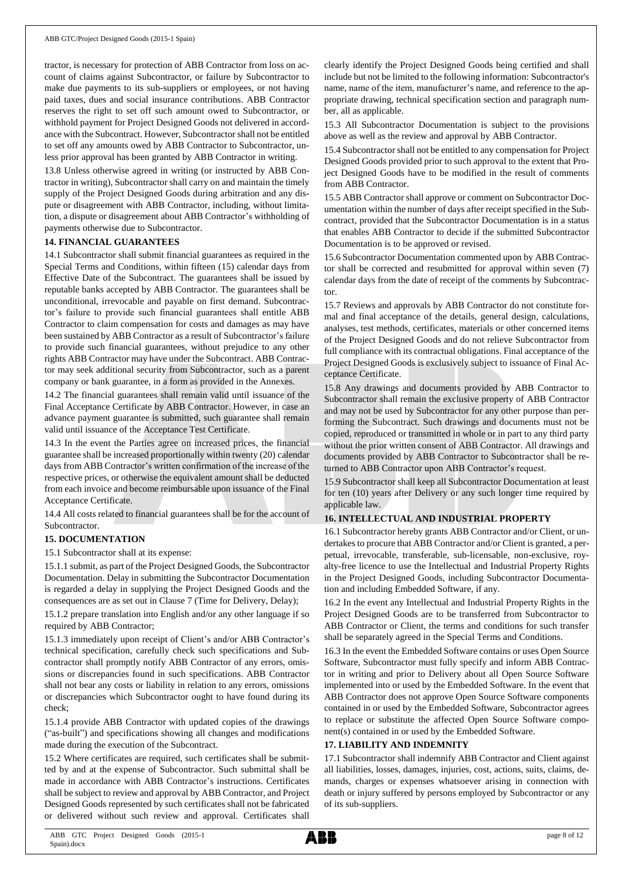tractor, is necessary for protection of ABB Contractor from loss on account of claims against Subcontractor, or failure by Subcontractor to make due payments to its sub-suppliers or employees, or not having paid taxes, dues and social insurance contributions. ABB Contractor reserves the right to set off such amount owed to Subcontractor, or withhold payment for Project Designed Goods not delivered in accordance with the Subcontract. However, Subcontractor shall not be entitled to set off any amounts owed by ABB Contractor to Subcontractor, unless prior approval has been granted by ABB Contractor in writing.

13.8 Unless otherwise agreed in writing (or instructed by ABB Contractor in writing), Subcontractor shall carry on and maintain the timely supply of the Project Designed Goods during arbitration and any dispute or disagreement with ABB Contractor, including, without limitation, a dispute or disagreement about ABB Contractor's withholding of payments otherwise due to Subcontractor.

## 14. FINANCIAL GUARANTEES

14.1 Subcontractor shall submit financial guarantees as required in the Special Terms and Conditions, within fifteen (15) calendar days from Effective Date of the Subcontract. The guarantees shall be issued by reputable banks accepted by ABB Contractor. The guarantees shall be unconditional, irrevocable and payable on first demand. Subcontractor's failure to provide such financial guarantees shall entitle ABB Contractor to claim compensation for costs and damages as may have been sustained by ABB Contractor as a result of Subcontractor's failure to provide such financial guarantees, without prejudice to any other rights ABB Contractor may have under the Subcontract. ABB Contractor may seek additional security from Subcontractor, such as a parent company or bank guarantee, in a form as provided in the Annexes.

14.2 The financial guarantees shall remain valid until issuance of the Final Acceptance Certificate by ABB Contractor. However, in case an advance payment guarantee is submitted, such guarantee shall remain valid until issuance of the Acceptance Test Certificate.

14.3 In the event the Parties agree on increased prices, the financial guarantee shall be increased proportionally within twenty (20) calendar days from ABB Contractor's written confirmation of the increase of the respective prices, or otherwise the equivalent amount shall be deducted from each invoice and become reimbursable upon issuance of the Final Acceptance Certificate.

14.4 All costs related to financial guarantees shall be for the account of Subcontractor.

## 15. DOCUMENTATION

15.1 Subcontractor shall at its expense:

15.1.1 submit, as part of the Project Designed Goods, the Subcontractor Documentation. Delay in submitting the Subcontractor Documentation is regarded a delay in supplying the Project Designed Goods and the consequences are as set out in Clause 7 (Time for Delivery, Delay);

15.1.2 prepare translation into English and/or any other language if so required by ABB Contractor;

15.1.3 immediately upon receipt of Client's and/or ABB Contractor's technical specification, carefully check such specifications and Subcontractor shall promptly notify ABB Contractor of any errors, omissions or discrepancies found in such specifications. ABB Contractor shall not bear any costs or liability in relation to any errors, omissions or discrepancies which Subcontractor ought to have found during its check;

15.1.4 provide ABB Contractor with updated copies of the drawings ("as-built") and specifications showing all changes and modifications made during the execution of the Subcontract.

15.2 Where certificates are required, such certificates shall be submitted by and at the expense of Subcontractor. Such submittal shall be made in accordance with ABB Contractor's instructions. Certificates shall be subject to review and approval by ABB Contractor, and Project Designed Goods represented by such certificates shall not be fabricated or delivered without such review and approval. Certificates shall clearly identify the Project Designed Goods being certified and shall include but not be limited to the following information: Subcontractor's name, name of the item, manufacturer's name, and reference to the appropriate drawing, technical specification section and paragraph number, all as applicable.

15.3 All Subcontractor Documentation is subject to the provisions above as well as the review and approval by ABB Contractor.

15.4 Subcontractor shall not be entitled to any compensation for Project Designed Goods provided prior to such approval to the extent that Project Designed Goods have to be modified in the result of comments from ABB Contractor.

15.5 ABB Contractor shall approve or comment on Subcontractor Documentation within the number of days after receipt specified in the Subcontract, provided that the Subcontractor Documentation is in a status that enables ABB Contractor to decide if the submitted Subcontractor Documentation is to be approved or revised.

15.6 Subcontractor Documentation commented upon by ABB Contractor shall be corrected and resubmitted for approval within seven (7) calendar days from the date of receipt of the comments by Subcontractor.

15.7 Reviews and approvals by ABB Contractor do not constitute formal and final acceptance of the details, general design, calculations, analyses, test methods, certificates, materials or other concerned items of the Project Designed Goods and do not relieve Subcontractor from full compliance with its contractual obligations. Final acceptance of the Project Designed Goods is exclusively subject to issuance of Final Acceptance Certificate.

15.8 Any drawings and documents provided by ABB Contractor to Subcontractor shall remain the exclusive property of ABB Contractor and may not be used by Subcontractor for any other purpose than performing the Subcontract. Such drawings and documents must not be copied, reproduced or transmitted in whole or in part to any third party without the prior written consent of ABB Contractor. All drawings and documents provided by ABB Contractor to Subcontractor shall be returned to ABB Contractor upon ABB Contractor's request.

15.9 Subcontractor shall keep all Subcontractor Documentation at least for ten (10) years after Delivery or any such longer time required by applicable law.

## 16. INTELLECTUAL AND INDUSTRIAL PROPERTY

16.1 Subcontractor hereby grants ABB Contractor and/or Client, or undertakes to procure that ABB Contractor and/or Client is granted, a perpetual, irrevocable, transferable, sub-licensable, non-exclusive, royalty-free licence to use the Intellectual and Industrial Property Rights in the Project Designed Goods, including Subcontractor Documentation and including Embedded Software, if any.

16.2 In the event any Intellectual and Industrial Property Rights in the Project Designed Goods are to be transferred from Subcontractor to ABB Contractor or Client, the terms and conditions for such transfer shall be separately agreed in the Special Terms and Conditions.

16.3 In the event the Embedded Software contains or uses Open Source Software, Subcontractor must fully specify and inform ABB Contractor in writing and prior to Delivery about all Open Source Software implemented into or used by the Embedded Software. In the event that ABB Contractor does not approve Open Source Software components contained in or used by the Embedded Software, Subcontractor agrees to replace or substitute the affected Open Source Software component(s) contained in or used by the Embedded Software.

## 17. LIABILITY AND INDEMNITY

17.1 Subcontractor shall indemnify ABB Contractor and Client against all liabilities, losses, damages, injuries, cost, actions, suits, claims, demands, charges or expenses whatsoever arising in connection with death or injury suffered by persons employed by Subcontractor or any of its sub-suppliers.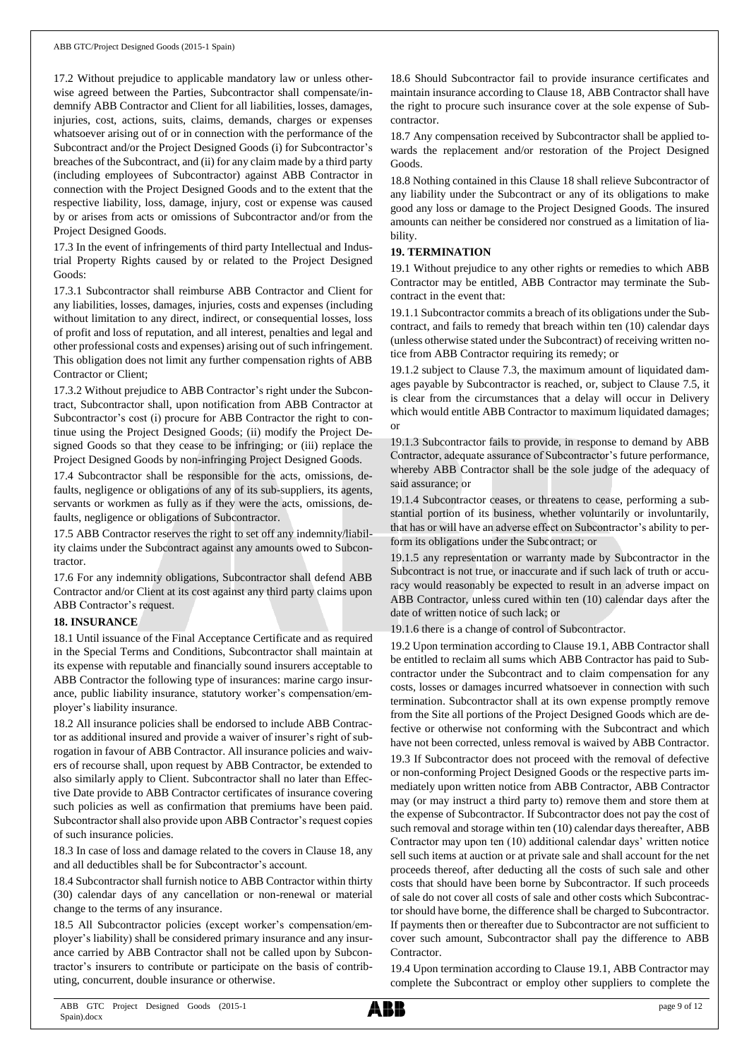17.2 Without prejudice to applicable mandatory law or unless otherwise agreed between the Parties, Subcontractor shall compensate/indemnify ABB Contractor and Client for all liabilities, losses, damages, injuries, cost, actions, suits, claims, demands, charges or expenses whatsoever arising out of or in connection with the performance of the Subcontract and/or the Project Designed Goods (i) for Subcontractor's breaches of the Subcontract, and (ii) for any claim made by a third party (including employees of Subcontractor) against ABB Contractor in connection with the Project Designed Goods and to the extent that the respective liability, loss, damage, injury, cost or expense was caused by or arises from acts or omissions of Subcontractor and/or from the Project Designed Goods.

17.3 In the event of infringements of third party Intellectual and Industrial Property Rights caused by or related to the Project Designed Goods:

17.3.1 Subcontractor shall reimburse ABB Contractor and Client for any liabilities, losses, damages, injuries, costs and expenses (including without limitation to any direct, indirect, or consequential losses, loss of profit and loss of reputation, and all interest, penalties and legal and other professional costs and expenses) arising out of such infringement. This obligation does not limit any further compensation rights of ABB Contractor or Client;

17.3.2 Without prejudice to ABB Contractor's right under the Subcontract, Subcontractor shall, upon notification from ABB Contractor at Subcontractor's cost (i) procure for ABB Contractor the right to continue using the Project Designed Goods; (ii) modify the Project Designed Goods so that they cease to be infringing; or (iii) replace the Project Designed Goods by non-infringing Project Designed Goods.

17.4 Subcontractor shall be responsible for the acts, omissions, defaults, negligence or obligations of any of its sub-suppliers, its agents, servants or workmen as fully as if they were the acts, omissions, defaults, negligence or obligations of Subcontractor.

17.5 ABB Contractor reserves the right to set off any indemnity/liability claims under the Subcontract against any amounts owed to Subcontractor.

17.6 For any indemnity obligations, Subcontractor shall defend ABB Contractor and/or Client at its cost against any third party claims upon ABB Contractor's request.

**18. INSURANCE**

18.1 Until issuance of the Final Acceptance Certificate and as required in the Special Terms and Conditions, Subcontractor shall maintain at its expense with reputable and financially sound insurers acceptable to ABB Contractor the following type of insurances: marine cargo insurance, public liability insurance, statutory worker's compensation/employer's liability insurance.

18.2 All insurance policies shall be endorsed to include ABB Contractor as additional insured and provide a waiver of insurer's right of subrogation in favour of ABB Contractor. All insurance policies and waivers of recourse shall, upon request by ABB Contractor, be extended to also similarly apply to Client. Subcontractor shall no later than Effective Date provide to ABB Contractor certificates of insurance covering such policies as well as confirmation that premiums have been paid. Subcontractor shall also provide upon ABB Contractor's request copies of such insurance policies.

18.3 In case of loss and damage related to the covers in Clause 18, any and all deductibles shall be for Subcontractor's account.

18.4 Subcontractor shall furnish notice to ABB Contractor within thirty (30) calendar days of any cancellation or non-renewal or material change to the terms of any insurance.

18.5 All Subcontractor policies (except worker's compensation/employer's liability) shall be considered primary insurance and any insurance carried by ABB Contractor shall not be called upon by Subcontractor's insurers to contribute or participate on the basis of contributing, concurrent, double insurance or otherwise.

18.6 Should Subcontractor fail to provide insurance certificates and maintain insurance according to Clause 18, ABB Contractor shall have the right to procure such insurance cover at the sole expense of Subcontractor.

18.7 Any compensation received by Subcontractor shall be applied towards the replacement and/or restoration of the Project Designed Goods.

18.8 Nothing contained in this Clause 18 shall relieve Subcontractor of any liability under the Subcontract or any of its obligations to make good any loss or damage to the Project Designed Goods. The insured amounts can neither be considered nor construed as a limitation of liability.

**19. TERMINATION**

19.1 Without prejudice to any other rights or remedies to which ABB Contractor may be entitled, ABB Contractor may terminate the Subcontract in the event that:

19.1.1 Subcontractor commits a breach of its obligations under the Subcontract, and fails to remedy that breach within ten (10) calendar days (unless otherwise stated under the Subcontract) of receiving written notice from ABB Contractor requiring its remedy; or

19.1.2 subject to Clause 7.3, the maximum amount of liquidated damages payable by Subcontractor is reached, or, subject to Clause 7.5, it is clear from the circumstances that a delay will occur in Delivery which would entitle ABB Contractor to maximum liquidated damages; or

19.1.3 Subcontractor fails to provide, in response to demand by ABB Contractor, adequate assurance of Subcontractor's future performance, whereby ABB Contractor shall be the sole judge of the adequacy of said assurance; or

19.1.4 Subcontractor ceases, or threatens to cease, performing a substantial portion of its business, whether voluntarily or involuntarily, that has or will have an adverse effect on Subcontractor's ability to perform its obligations under the Subcontract; or

19.1.5 any representation or warranty made by Subcontractor in the Subcontract is not true, or inaccurate and if such lack of truth or accuracy would reasonably be expected to result in an adverse impact on ABB Contractor, unless cured within ten (10) calendar days after the date of written notice of such lack; or

19.1.6 there is a change of control of Subcontractor.

19.2 Upon termination according to Clause 19.1, ABB Contractor shall be entitled to reclaim all sums which ABB Contractor has paid to Subcontractor under the Subcontract and to claim compensation for any costs, losses or damages incurred whatsoever in connection with such termination. Subcontractor shall at its own expense promptly remove from the Site all portions of the Project Designed Goods which are defective or otherwise not conforming with the Subcontract and which have not been corrected, unless removal is waived by ABB Contractor.

19.3 If Subcontractor does not proceed with the removal of defective or non-conforming Project Designed Goods or the respective parts immediately upon written notice from ABB Contractor, ABB Contractor may (or may instruct a third party to) remove them and store them at the expense of Subcontractor. If Subcontractor does not pay the cost of such removal and storage within ten (10) calendar days thereafter, ABB Contractor may upon ten (10) additional calendar days' written notice sell such items at auction or at private sale and shall account for the net proceeds thereof, after deducting all the costs of such sale and other costs that should have been borne by Subcontractor. If such proceeds of sale do not cover all costs of sale and other costs which Subcontractor should have borne, the difference shall be charged to Subcontractor. If payments then or thereafter due to Subcontractor are not sufficient to cover such amount, Subcontractor shall pay the difference to ABB Contractor.

19.4 Upon termination according to Clause 19.1, ABB Contractor may complete the Subcontract or employ other suppliers to complete the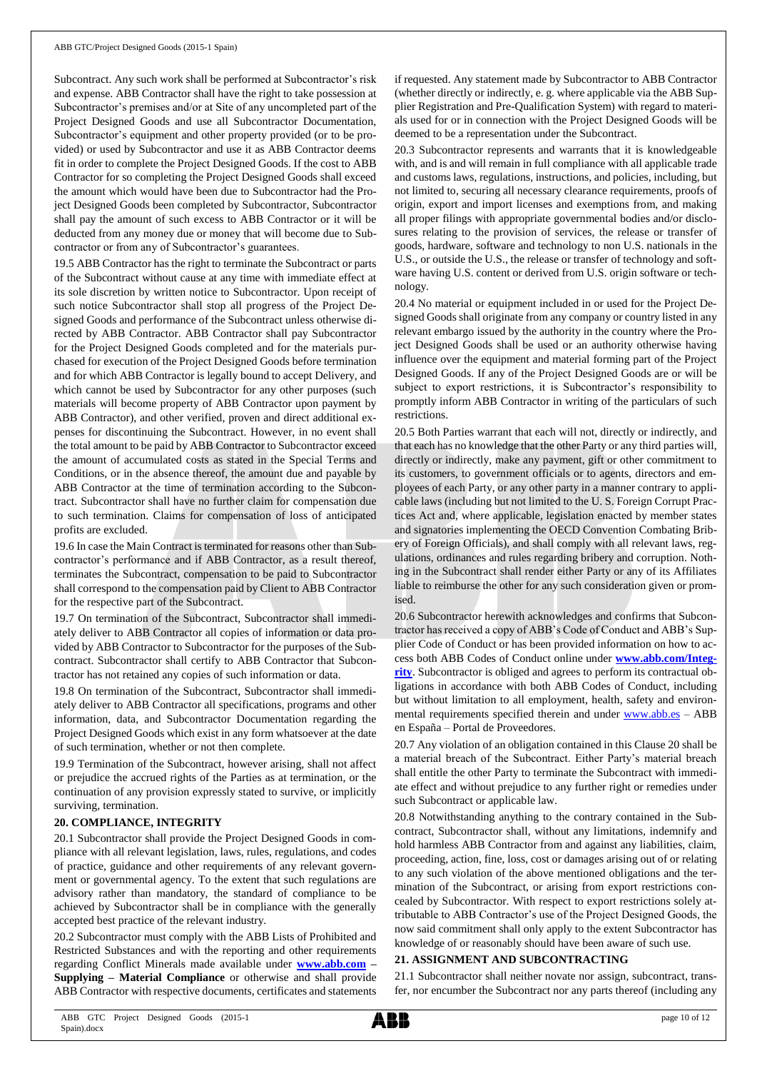Subcontract. Any such work shall be performed at Subcontractor's risk and expense. ABB Contractor shall have the right to take possession at Subcontractor's premises and/or at Site of any uncompleted part of the Project Designed Goods and use all Subcontractor Documentation, Subcontractor's equipment and other property provided (or to be provided) or used by Subcontractor and use it as ABB Contractor deems fit in order to complete the Project Designed Goods. If the cost to ABB Contractor for so completing the Project Designed Goods shall exceed the amount which would have been due to Subcontractor had the Project Designed Goods been completed by Subcontractor, Subcontractor shall pay the amount of such excess to ABB Contractor or it will be deducted from any money due or money that will become due to Subcontractor or from any of Subcontractor's guarantees.

19.5 ABB Contractor has the right to terminate the Subcontract or parts of the Subcontract without cause at any time with immediate effect at its sole discretion by written notice to Subcontractor. Upon receipt of such notice Subcontractor shall stop all progress of the Project Designed Goods and performance of the Subcontract unless otherwise directed by ABB Contractor. ABB Contractor shall pay Subcontractor for the Project Designed Goods completed and for the materials purchased for execution of the Project Designed Goods before termination and for which ABB Contractor is legally bound to accept Delivery, and which cannot be used by Subcontractor for any other purposes (such materials will become property of ABB Contractor upon payment by ABB Contractor), and other verified, proven and direct additional expenses for discontinuing the Subcontract. However, in no event shall the total amount to be paid by ABB Contractor to Subcontractor exceed the amount of accumulated costs as stated in the Special Terms and Conditions, or in the absence thereof, the amount due and payable by ABB Contractor at the time of termination according to the Subcontract. Subcontractor shall have no further claim for compensation due to such termination. Claims for compensation of loss of anticipated profits are excluded.

19.6 In case the Main Contract is terminated for reasons other than Subcontractor's performance and if ABB Contractor, as a result thereof, terminates the Subcontract, compensation to be paid to Subcontractor shall correspond to the compensation paid by Client to ABB Contractor for the respective part of the Subcontract.

19.7 On termination of the Subcontract, Subcontractor shall immediately deliver to ABB Contractor all copies of information or data provided by ABB Contractor to Subcontractor for the purposes of the Subcontract. Subcontractor shall certify to ABB Contractor that Subcontractor has not retained any copies of such information or data.

19.8 On termination of the Subcontract, Subcontractor shall immediately deliver to ABB Contractor all specifications, programs and other information, data, and Subcontractor Documentation regarding the Project Designed Goods which exist in any form whatsoever at the date of such termination, whether or not then complete.

19.9 Termination of the Subcontract, however arising, shall not affect or prejudice the accrued rights of the Parties as at termination, or the continuation of any provision expressly stated to survive, or implicitly surviving, termination.

## 20. COMPLIANCE, INTEGRITY

20.1 Subcontractor shall provide the Project Designed Goods in compliance with all relevant legislation, laws, rules, regulations, and codes of practice, guidance and other requirements of any relevant government or governmental agency. To the extent that such regulations are advisory rather than mandatory, the standard of compliance to be achieved by Subcontractor shall be in compliance with the generally accepted best practice of the relevant industry.

20.2 Subcontractor must comply with the ABB Lists of Prohibited and Restricted Substances and with the reporting and other requirements regarding Conflict Minerals made available under **www.abb.com – Supplying – Material Compliance** or otherwise and shall provide ABB Contractor with respective documents, certificates and statements if requested. Any statement made by Subcontractor to ABB Contractor (whether directly or indirectly, e. g. where applicable via the ABB Supplier Registration and Pre-Qualification System) with regard to materials used for or in connection with the Project Designed Goods will be deemed to be a representation under the Subcontract.

20.3 Subcontractor represents and warrants that it is knowledgeable with, and is and will remain in full compliance with all applicable trade and customs laws, regulations, instructions, and policies, including, but not limited to, securing all necessary clearance requirements, proofs of origin, export and import licenses and exemptions from, and making all proper filings with appropriate governmental bodies and/or disclosures relating to the provision of services, the release or transfer of goods, hardware, software and technology to non U.S. nationals in the U.S., or outside the U.S., the release or transfer of technology and software having U.S. content or derived from U.S. origin software or technology.

20.4 No material or equipment included in or used for the Project Designed Goods shall originate from any company or country listed in any relevant embargo issued by the authority in the country where the Project Designed Goods shall be used or an authority otherwise having influence over the equipment and material forming part of the Project Designed Goods. If any of the Project Designed Goods are or will be subject to export restrictions, it is Subcontractor's responsibility to promptly inform ABB Contractor in writing of the particulars of such restrictions.

20.5 Both Parties warrant that each will not, directly or indirectly, and that each has no knowledge that the other Party or any third parties will, directly or indirectly, make any payment, gift or other commitment to its customers, to government officials or to agents, directors and employees of each Party, or any other party in a manner contrary to applicable laws (including but not limited to the U. S. Foreign Corrupt Practices Act and, where applicable, legislation enacted by member states and signatories implementing the OECD Convention Combating Bribery of Foreign Officials), and shall comply with all relevant laws, regulations, ordinances and rules regarding bribery and corruption. Nothing in the Subcontract shall render either Party or any of its Affiliates liable to reimburse the other for any such consideration given or promised.

20.6 Subcontractor herewith acknowledges and confirms that Subcontractor has received a copy of ABB's Code of Conduct and ABB's Supplier Code of Conduct or has been provided information on how to access both ABB Codes of Conduct online under **www.abb.com/Integrity**. Subcontractor is obliged and agrees to perform its contractual obligations in accordance with both ABB Codes of Conduct, including but without limitation to all employment, health, safety and environmental requirements specified therein and under www.abb.es – ABB en España – Portal de Proveedores.

20.7 Any violation of an obligation contained in this Clause 20 shall be a material breach of the Subcontract. Either Party's material breach shall entitle the other Party to terminate the Subcontract with immediate effect and without prejudice to any further right or remedies under such Subcontract or applicable law.

20.8 Notwithstanding anything to the contrary contained in the Subcontract, Subcontractor shall, without any limitations, indemnify and hold harmless ABB Contractor from and against any liabilities, claim, proceeding, action, fine, loss, cost or damages arising out of or relating to any such violation of the above mentioned obligations and the termination of the Subcontract, or arising from export restrictions concealed by Subcontractor. With respect to export restrictions solely attributable to ABB Contractor's use of the Project Designed Goods, the now said commitment shall only apply to the extent Subcontractor has knowledge of or reasonably should have been aware of such use.

## 21. ASSIGNMENT AND SUBCONTRACTING

21.1 Subcontractor shall neither novate nor assign, subcontract, transfer, nor encumber the Subcontract nor any parts thereof (including any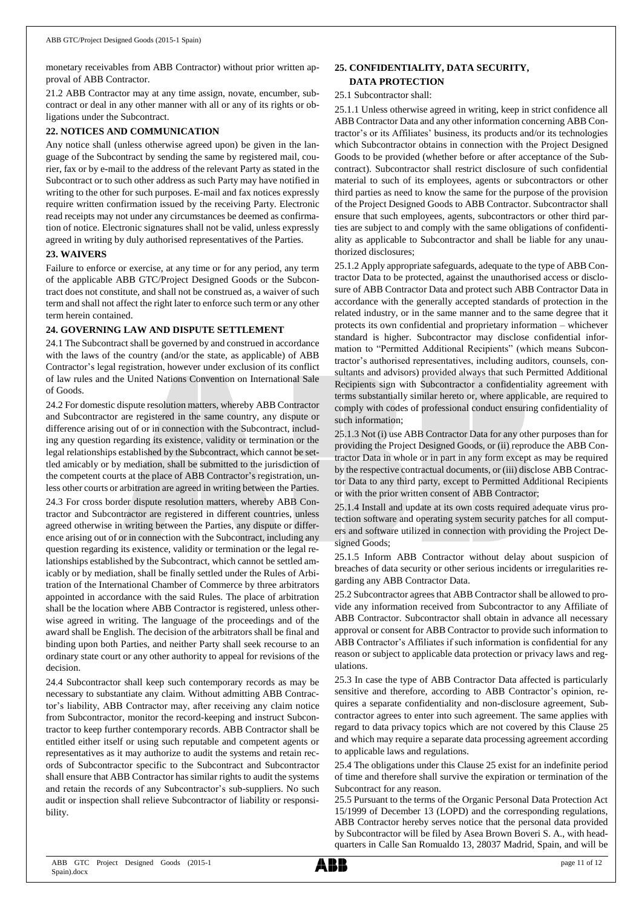monetary receivables from ABB Contractor) without prior written approval of ABB Contractor.

21.2 ABB Contractor may at any time assign, novate, encumber, subcontract or deal in any other manner with all or any of its rights or obligations under the Subcontract.

## 22. NOTICES AND COMMUNICATION

Any notice shall (unless otherwise agreed upon) be given in the language of the Subcontract by sending the same by registered mail, courier, fax or by e-mail to the address of the relevant Party as stated in the Subcontract or to such other address as such Party may have notified in writing to the other for such purposes. E-mail and fax notices expressly require written confirmation issued by the receiving Party. Electronic read receipts may not under any circumstances be deemed as confirmation of notice. Electronic signatures shall not be valid, unless expressly agreed in writing by duly authorised representatives of the Parties.

## 23. WAIVERS

Failure to enforce or exercise, at any time or for any period, any term of the applicable ABB GTC/Project Designed Goods or the Subcontract does not constitute, and shall not be construed as, a waiver of such term and shall not affect the right later to enforce such term or any other term herein contained.

## 24. GOVERNING LAW AND DISPUTE SETTLEMENT

24.1 The Subcontract shall be governed by and construed in accordance with the laws of the country (and/or the state, as applicable) of ABB Contractor's legal registration, however under exclusion of its conflict of law rules and the United Nations Convention on International Sale of Goods.

24.2 For domestic dispute resolution matters, whereby ABB Contractor and Subcontractor are registered in the same country, any dispute or difference arising out of or in connection with the Subcontract, including any question regarding its existence, validity or termination or the legal relationships established by the Subcontract, which cannot be settled amicably or by mediation, shall be submitted to the jurisdiction of the competent courts at the place of ABB Contractor's registration, unless other courts or arbitration are agreed in writing between the Parties.

24.3 For cross border dispute resolution matters, whereby ABB Contractor and Subcontractor are registered in different countries, unless agreed otherwise in writing between the Parties, any dispute or difference arising out of or in connection with the Subcontract, including any question regarding its existence, validity or termination or the legal relationships established by the Subcontract, which cannot be settled amicably or by mediation, shall be finally settled under the Rules of Arbitration of the International Chamber of Commerce by three arbitrators appointed in accordance with the said Rules. The place of arbitration shall be the location where ABB Contractor is registered, unless otherwise agreed in writing. The language of the proceedings and of the award shall be English. The decision of the arbitrators shall be final and binding upon both Parties, and neither Party shall seek recourse to an ordinary state court or any other authority to appeal for revisions of the decision.

24.4 Subcontractor shall keep such contemporary records as may be necessary to substantiate any claim. Without admitting ABB Contractor's liability, ABB Contractor may, after receiving any claim notice from Subcontractor, monitor the record-keeping and instruct Subcontractor to keep further contemporary records. ABB Contractor shall be entitled either itself or using such reputable and competent agents or representatives as it may authorize to audit the systems and retain records of Subcontractor specific to the Subcontract and Subcontractor shall ensure that ABB Contractor has similar rights to audit the systems and retain the records of any Subcontractor's sub-suppliers. No such audit or inspection shall relieve Subcontractor of liability or responsibility.

## 25. CONFIDENTIALITY, DATA SECURITY, DATA PROTECTION

25.1 Subcontractor shall:

25.1.1 Unless otherwise agreed in writing, keep in strict confidence all ABB Contractor Data and any other information concerning ABB Contractor's or its Affiliates' business, its products and/or its technologies which Subcontractor obtains in connection with the Project Designed Goods to be provided (whether before or after acceptance of the Subcontract). Subcontractor shall restrict disclosure of such confidential material to such of its employees, agents or subcontractors or other third parties as need to know the same for the purpose of the provision of the Project Designed Goods to ABB Contractor. Subcontractor shall ensure that such employees, agents, subcontractors or other third parties are subject to and comply with the same obligations of confidentiality as applicable to Subcontractor and shall be liable for any unauthorized disclosures;

25.1.2 Apply appropriate safeguards, adequate to the type of ABB Contractor Data to be protected, against the unauthorised access or disclosure of ABB Contractor Data and protect such ABB Contractor Data in accordance with the generally accepted standards of protection in the related industry, or in the same manner and to the same degree that it protects its own confidential and proprietary information – whichever standard is higher. Subcontractor may disclose confidential information to "Permitted Additional Recipients" (which means Subcontractor's authorised representatives, including auditors, counsels, consultants and advisors) provided always that such Permitted Additional Recipients sign with Subcontractor a confidentiality agreement with terms substantially similar hereto or, where applicable, are required to comply with codes of professional conduct ensuring confidentiality of such information;

25.1.3 Not (i) use ABB Contractor Data for any other purposes than for providing the Project Designed Goods, or (ii) reproduce the ABB Contractor Data in whole or in part in any form except as may be required by the respective contractual documents, or (iii) disclose ABB Contractor Data to any third party, except to Permitted Additional Recipients or with the prior written consent of ABB Contractor;

25.1.4 Install and update at its own costs required adequate virus protection software and operating system security patches for all computers and software utilized in connection with providing the Project Designed Goods;

25.1.5 Inform ABB Contractor without delay about suspicion of breaches of data security or other serious incidents or irregularities regarding any ABB Contractor Data.

25.2 Subcontractor agrees that ABB Contractor shall be allowed to provide any information received from Subcontractor to any Affiliate of ABB Contractor. Subcontractor shall obtain in advance all necessary approval or consent for ABB Contractor to provide such information to ABB Contractor's Affiliates if such information is confidential for any reason or subject to applicable data protection or privacy laws and regulations.

25.3 In case the type of ABB Contractor Data affected is particularly sensitive and therefore, according to ABB Contractor's opinion, requires a separate confidentiality and non-disclosure agreement, Subcontractor agrees to enter into such agreement. The same applies with regard to data privacy topics which are not covered by this Clause 25 and which may require a separate data processing agreement according to applicable laws and regulations.

25.4 The obligations under this Clause 25 exist for an indefinite period of time and therefore shall survive the expiration or termination of the Subcontract for any reason.

25.5 Pursuant to the terms of the Organic Personal Data Protection Act 15/1999 of December 13 (LOPD) and the corresponding regulations, ABB Contractor hereby serves notice that the personal data provided by Subcontractor will be filed by Asea Brown Boveri S. A., with headquarters in Calle San Romualdo 13, 28037 Madrid, Spain, and will be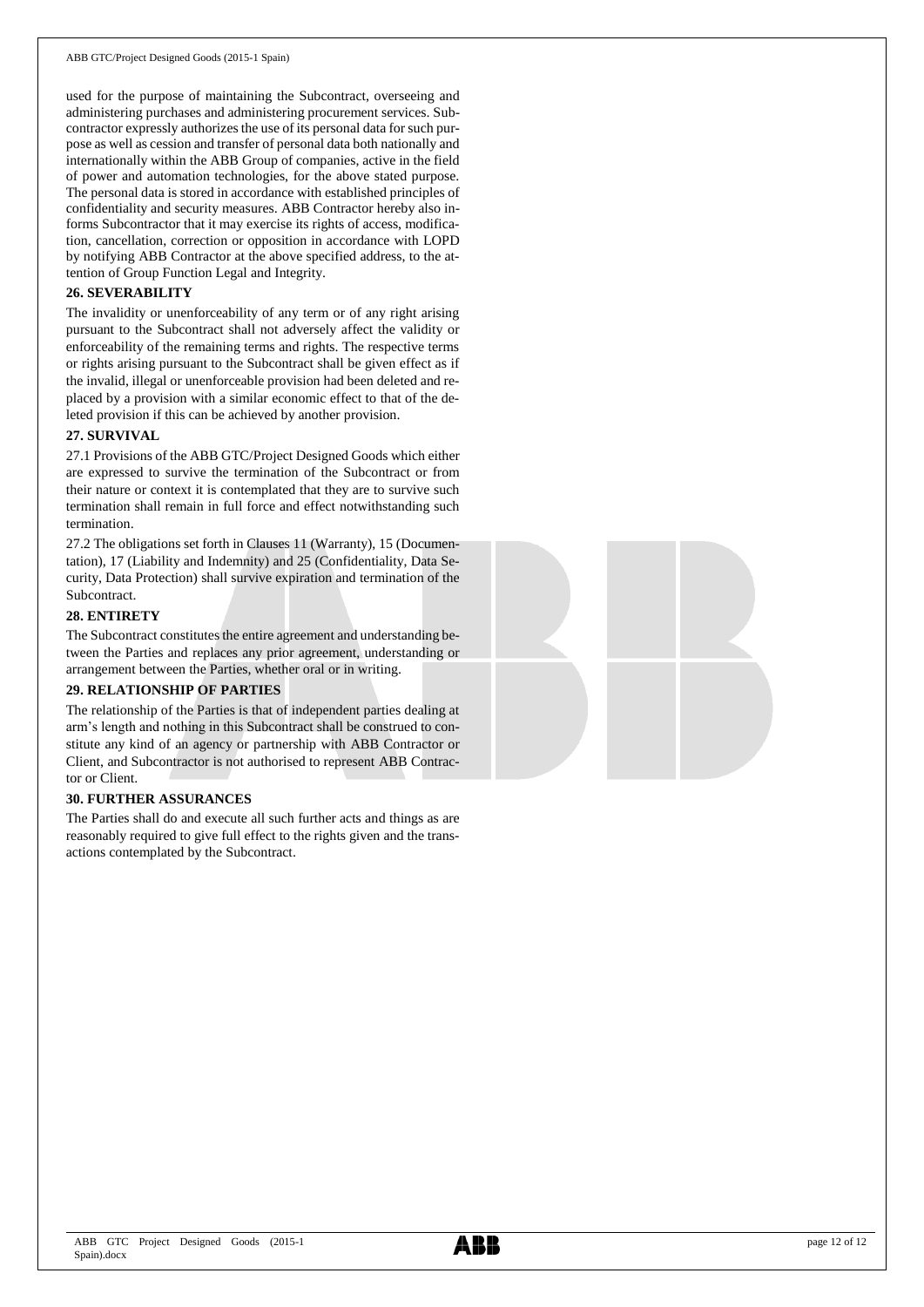used for the purpose of maintaining the Subcontract, overseeing and administering purchases and administering procurement services. Subcontractor expressly authorizes the use of its personal data for such purpose as well as cession and transfer of personal data both nationally and internationally within the ABB Group of companies, active in the field of power and automation technologies, for the above stated purpose. The personal data is stored in accordance with established principles of confidentiality and security measures. ABB Contractor hereby also informs Subcontractor that it may exercise its rights of access, modification, cancellation, correction or opposition in accordance with LOPD by notifying ABB Contractor at the above specified address, to the attention of Group Function Legal and Integrity.

## 26. SEVERABILITY

The invalidity or unenforceability of any term or of any right arising pursuant to the Subcontract shall not adversely affect the validity or enforceability of the remaining terms and rights. The respective terms or rights arising pursuant to the Subcontract shall be given effect as if the invalid, illegal or unenforceable provision had been deleted and replaced by a provision with a similar economic effect to that of the deleted provision if this can be achieved by another provision.

## 27. SURVIVAL

27.1 Provisions of the ABB GTC/Project Designed Goods which either are expressed to survive the termination of the Subcontract or from their nature or context it is contemplated that they are to survive such termination shall remain in full force and effect notwithstanding such termination.

27.2 The obligations set forth in Clauses 11 (Warranty), 15 (Documentation), 17 (Liability and Indemnity) and 25 (Confidentiality, Data Security, Data Protection) shall survive expiration and termination of the Subcontract.

## 28. ENTIRETY

The Subcontract constitutes the entire agreement and understanding between the Parties and replaces any prior agreement, understanding or arrangement between the Parties, whether oral or in writing.

## 29. RELATIONSHIP OF PARTIES

The relationship of the Parties is that of independent parties dealing at arm's length and nothing in this Subcontract shall be construed to constitute any kind of an agency or partnership with ABB Contractor or Client, and Subcontractor is not authorised to represent ABB Contractor or Client.

## 30. FURTHER ASSURANCES

The Parties shall do and execute all such further acts and things as are reasonably required to give full effect to the rights given and the transactions contemplated by the Subcontract.